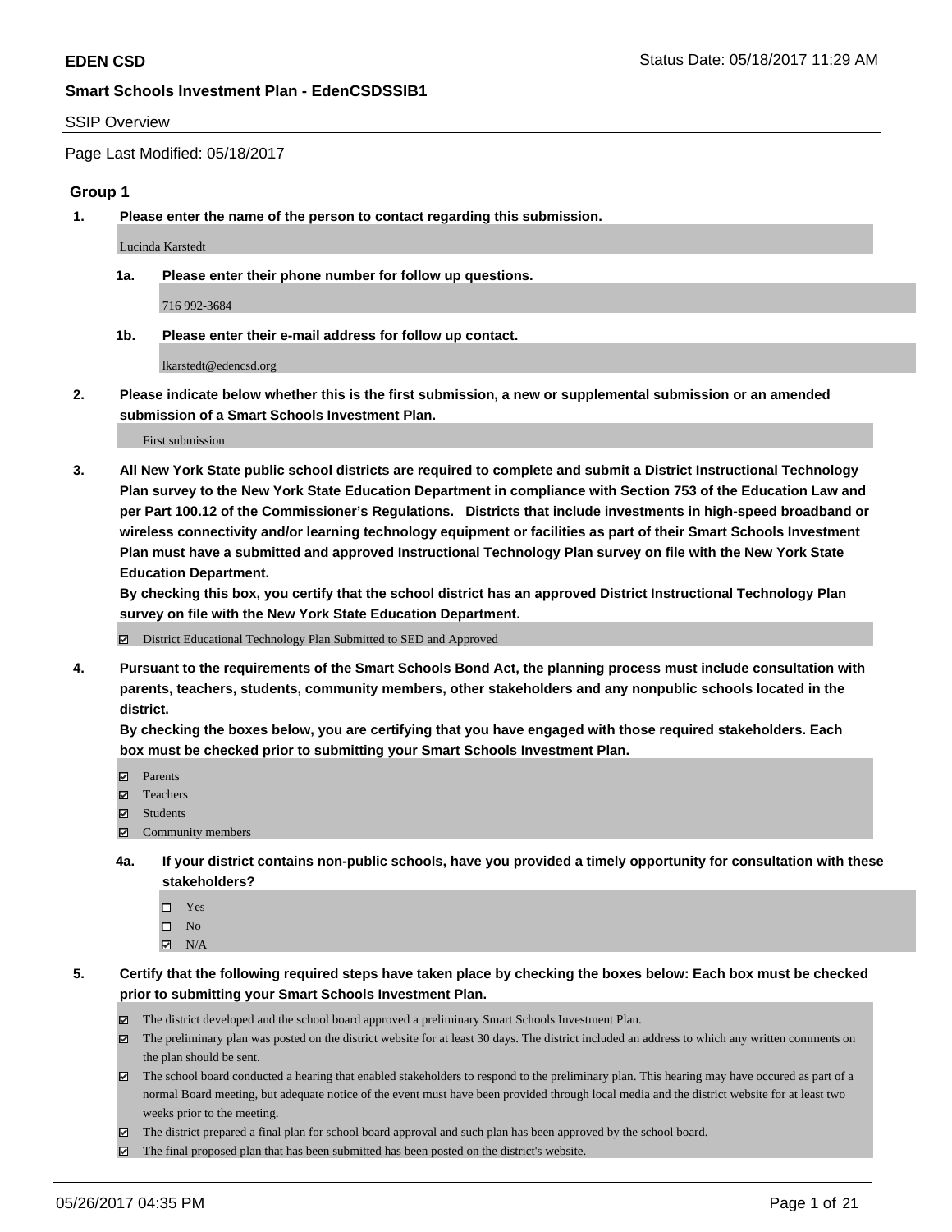**EDEN CSD** Status Date: 05/18/2017 11:29 AM

**Smart Schools Investment Plan - EdenCSDSSIB1**

SSIP Overview

Page Last Modified: 05/18/2017

## Group 1

**1. Please enter the name of the person to contact regarding this submission.**

Lucinda Karstedt

**1a. Please enter their phone number for follow up questions.**

716 992-3684

**1b. Please enter their e-mail address for follow up contact.**

lkarstedt@edencsd.org

**2. Please indicate below whether this is the first submission, a new or supplemental submission or an amended submission of a Smart Schools Investment Plan.**

First submission

**3. All New York State public school districts are required to complete and submit a District Instructional Technology Plan survey to the New York State Education Department in compliance with Section 753 of the Education Law and per Part 100.12 of the Commissioner's Regulations. Districts that include investments in high-speed broadband or wireless connectivity and/or learning technology equipment or facilities as part of their Smart Schools Investment Plan must have a submitted and approved Instructional Technology Plan survey on file with the New York State Education Department.**
**By checking this box, you certify that the school district has an approved District Instructional Technology Plan survey on file with the New York State Education Department.**

- [x] District Educational Technology Plan Submitted to SED and Approved

**4. Pursuant to the requirements of the Smart Schools Bond Act, the planning process must include consultation with parents, teachers, students, community members, other stakeholders and any nonpublic schools located in the district.**
**By checking the boxes below, you are certifying that you have engaged with those required stakeholders. Each box must be checked prior to submitting your Smart Schools Investment Plan.**

- [x] Parents
- [x] Teachers
- [x] Students
- [x] Community members

**4a. If your district contains non-public schools, have you provided a timely opportunity for consultation with these stakeholders?**

- [ ] Yes
- [ ] No
- [x] N/A

**5. Certify that the following required steps have taken place by checking the boxes below: Each box must be checked prior to submitting your Smart Schools Investment Plan.**

- [x] The district developed and the school board approved a preliminary Smart Schools Investment Plan.
- [x] The preliminary plan was posted on the district website for at least 30 days. The district included an address to which any written comments on the plan should be sent.
- [x] The school board conducted a hearing that enabled stakeholders to respond to the preliminary plan. This hearing may have occured as part of a normal Board meeting, but adequate notice of the event must have been provided through local media and the district website for at least two weeks prior to the meeting.
- [x] The district prepared a final plan for school board approval and such plan has been approved by the school board.
- [x] The final proposed plan that has been submitted has been posted on the district's website.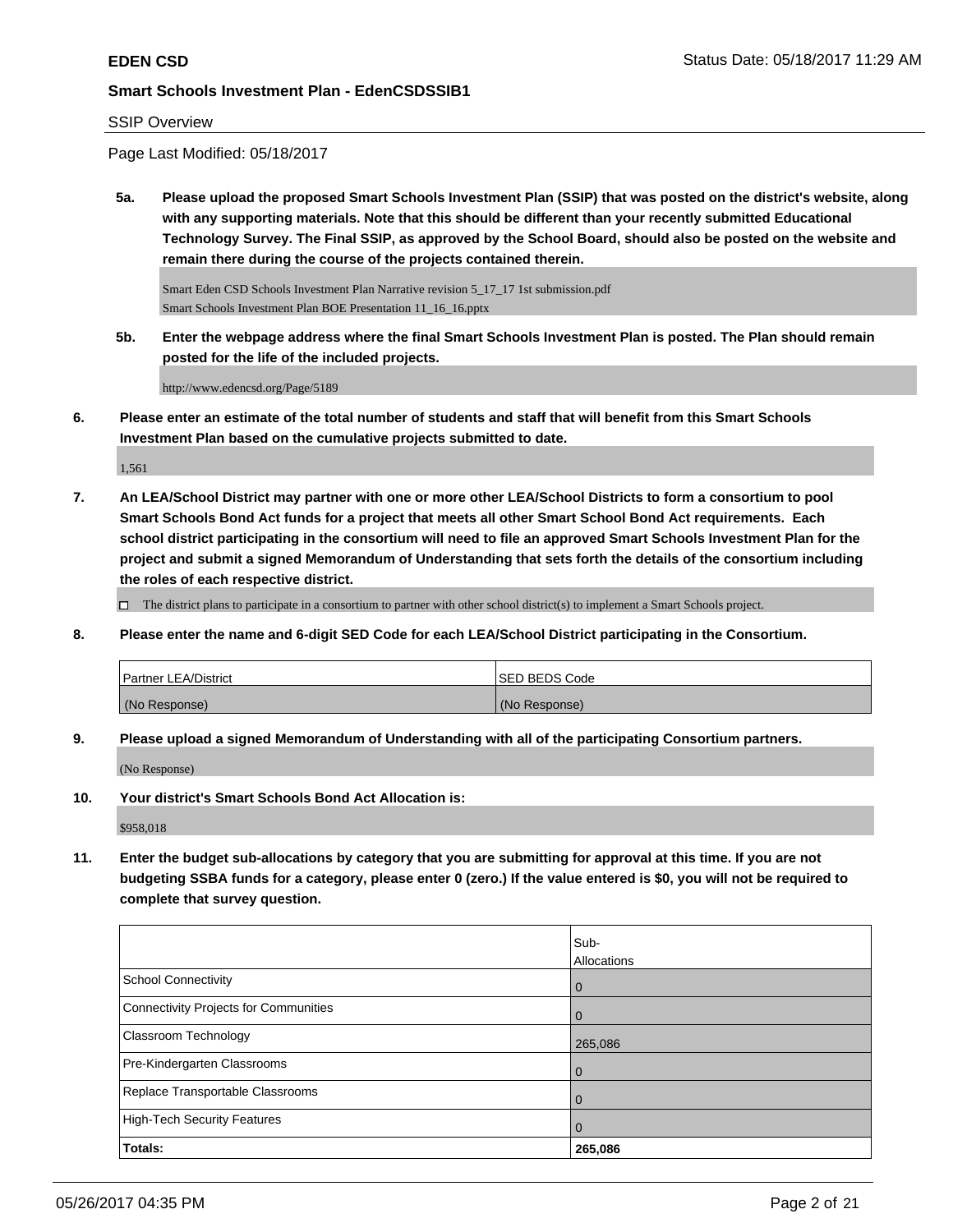**EDEN CSD** Status Date: 05/18/2017 11:29 AM

**Smart Schools Investment Plan - EdenCSDSSIB1**

SSIP Overview

Page Last Modified: 05/18/2017

**5a. Please upload the proposed Smart Schools Investment Plan (SSIP) that was posted on the district's website, along with any supporting materials. Note that this should be different than your recently submitted Educational Technology Survey. The Final SSIP, as approved by the School Board, should also be posted on the website and remain there during the course of the projects contained therein.**

Smart Eden CSD Schools Investment Plan Narrative revision 5_17_17 1st submission.pdf
Smart Schools Investment Plan BOE Presentation 11_16_16.pptx

**5b. Enter the webpage address where the final Smart Schools Investment Plan is posted. The Plan should remain posted for the life of the included projects.**

http://www.edencsd.org/Page/5189

**6. Please enter an estimate of the total number of students and staff that will benefit from this Smart Schools Investment Plan based on the cumulative projects submitted to date.**

1,561

**7. An LEA/School District may partner with one or more other LEA/School Districts to form a consortium to pool Smart Schools Bond Act funds for a project that meets all other Smart School Bond Act requirements. Each school district participating in the consortium will need to file an approved Smart Schools Investment Plan for the project and submit a signed Memorandum of Understanding that sets forth the details of the consortium including the roles of each respective district.**

☐ The district plans to participate in a consortium to partner with other school district(s) to implement a Smart Schools project.

**8. Please enter the name and 6-digit SED Code for each LEA/School District participating in the Consortium.**

| Partner LEA/District | SED BEDS Code |
|---|---|
| (No Response) | (No Response) |

**9. Please upload a signed Memorandum of Understanding with all of the participating Consortium partners.**

(No Response)

**10. Your district's Smart Schools Bond Act Allocation is:**

$958,018

**11. Enter the budget sub-allocations by category that you are submitting for approval at this time. If you are not budgeting SSBA funds for a category, please enter 0 (zero.) If the value entered is $0, you will not be required to complete that survey question.**

| | Sub-Allocations |
|---|---|
| School Connectivity | 0 |
| Connectivity Projects for Communities | 0 |
| Classroom Technology | 265,086 |
| Pre-Kindergarten Classrooms | 0 |
| Replace Transportable Classrooms | 0 |
| High-Tech Security Features | 0 |
| **Totals:** | **265,086** |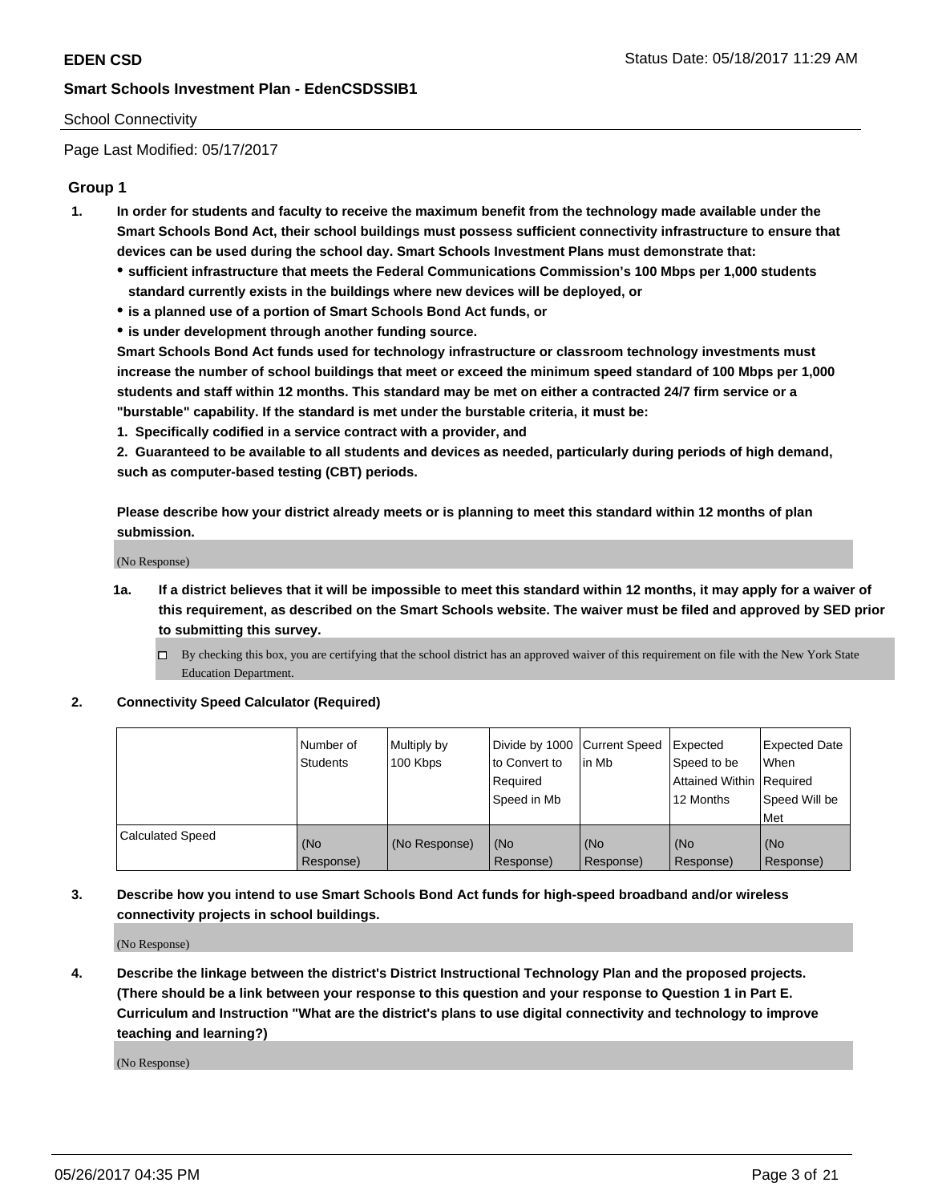School Connectivity

Page Last Modified: 05/17/2017

## Group 1

1. **In order for students and faculty to receive the maximum benefit from the technology made available under the Smart Schools Bond Act, their school buildings must possess sufficient connectivity infrastructure to ensure that devices can be used during the school day. Smart Schools Investment Plans must demonstrate that:**
   - **sufficient infrastructure that meets the Federal Communications Commission's 100 Mbps per 1,000 students standard currently exists in the buildings where new devices will be deployed, or**
   - **is a planned use of a portion of Smart Schools Bond Act funds, or**
   - **is under development through another funding source.**

   **Smart Schools Bond Act funds used for technology infrastructure or classroom technology investments must increase the number of school buildings that meet or exceed the minimum speed standard of 100 Mbps per 1,000 students and staff within 12 months. This standard may be met on either a contracted 24/7 firm service or a "burstable" capability. If the standard is met under the burstable criteria, it must be:**

   **1. Specifically codified in a service contract with a provider, and**

   **2. Guaranteed to be available to all students and devices as needed, particularly during periods of high demand, such as computer-based testing (CBT) periods.**

   **Please describe how your district already meets or is planning to meet this standard within 12 months of plan submission.**

   (No Response)

   1a. **If a district believes that it will be impossible to meet this standard within 12 months, it may apply for a waiver of this requirement, as described on the Smart Schools website. The waiver must be filed and approved by SED prior to submitting this survey.**

   ☐ By checking this box, you are certifying that the school district has an approved waiver of this requirement on file with the New York State Education Department.

2. **Connectivity Speed Calculator (Required)**

| | Number of Students | Multiply by 100 Kbps | Divide by 1000 to Convert to Required Speed in Mb | Current Speed in Mb | Expected Speed to be Attained Within 12 Months | Expected Date When Required Speed Will be Met |
|---|---|---|---|---|---|---|
| Calculated Speed | (No Response) | (No Response) | (No Response) | (No Response) | (No Response) | (No Response) |

3. **Describe how you intend to use Smart Schools Bond Act funds for high-speed broadband and/or wireless connectivity projects in school buildings.**

   (No Response)

4. **Describe the linkage between the district's District Instructional Technology Plan and the proposed projects. (There should be a link between your response to this question and your response to Question 1 in Part E. Curriculum and Instruction "What are the district's plans to use digital connectivity and technology to improve teaching and learning?)**

   (No Response)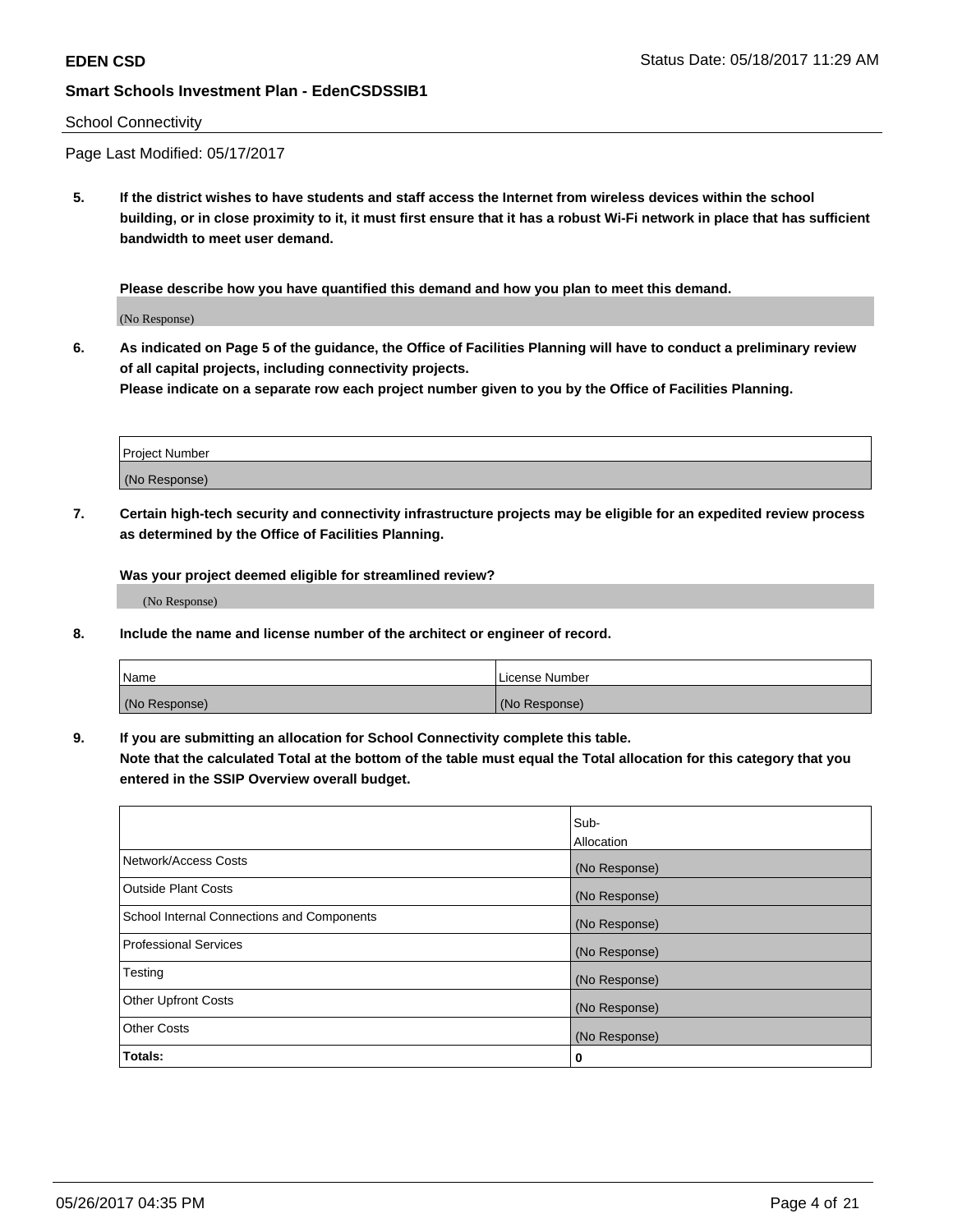School Connectivity

Page Last Modified: 05/17/2017

**5. If the district wishes to have students and staff access the Internet from wireless devices within the school building, or in close proximity to it, it must first ensure that it has a robust Wi-Fi network in place that has sufficient bandwidth to meet user demand.**

**Please describe how you have quantified this demand and how you plan to meet this demand.**

(No Response)

**6. As indicated on Page 5 of the guidance, the Office of Facilities Planning will have to conduct a preliminary review of all capital projects, including connectivity projects.**
**Please indicate on a separate row each project number given to you by the Office of Facilities Planning.**

| Project Number |
| --- |
| (No Response) |

**7. Certain high-tech security and connectivity infrastructure projects may be eligible for an expedited review process as determined by the Office of Facilities Planning.**

**Was your project deemed eligible for streamlined review?**

(No Response)

**8. Include the name and license number of the architect or engineer of record.**

| Name | License Number |
| --- | --- |
| (No Response) | (No Response) |

**9. If you are submitting an allocation for School Connectivity complete this table.**
**Note that the calculated Total at the bottom of the table must equal the Total allocation for this category that you entered in the SSIP Overview overall budget.**

| | Sub-Allocation |
| --- | --- |
| Network/Access Costs | (No Response) |
| Outside Plant Costs | (No Response) |
| School Internal Connections and Components | (No Response) |
| Professional Services | (No Response) |
| Testing | (No Response) |
| Other Upfront Costs | (No Response) |
| Other Costs | (No Response) |
| **Totals:** | **0** |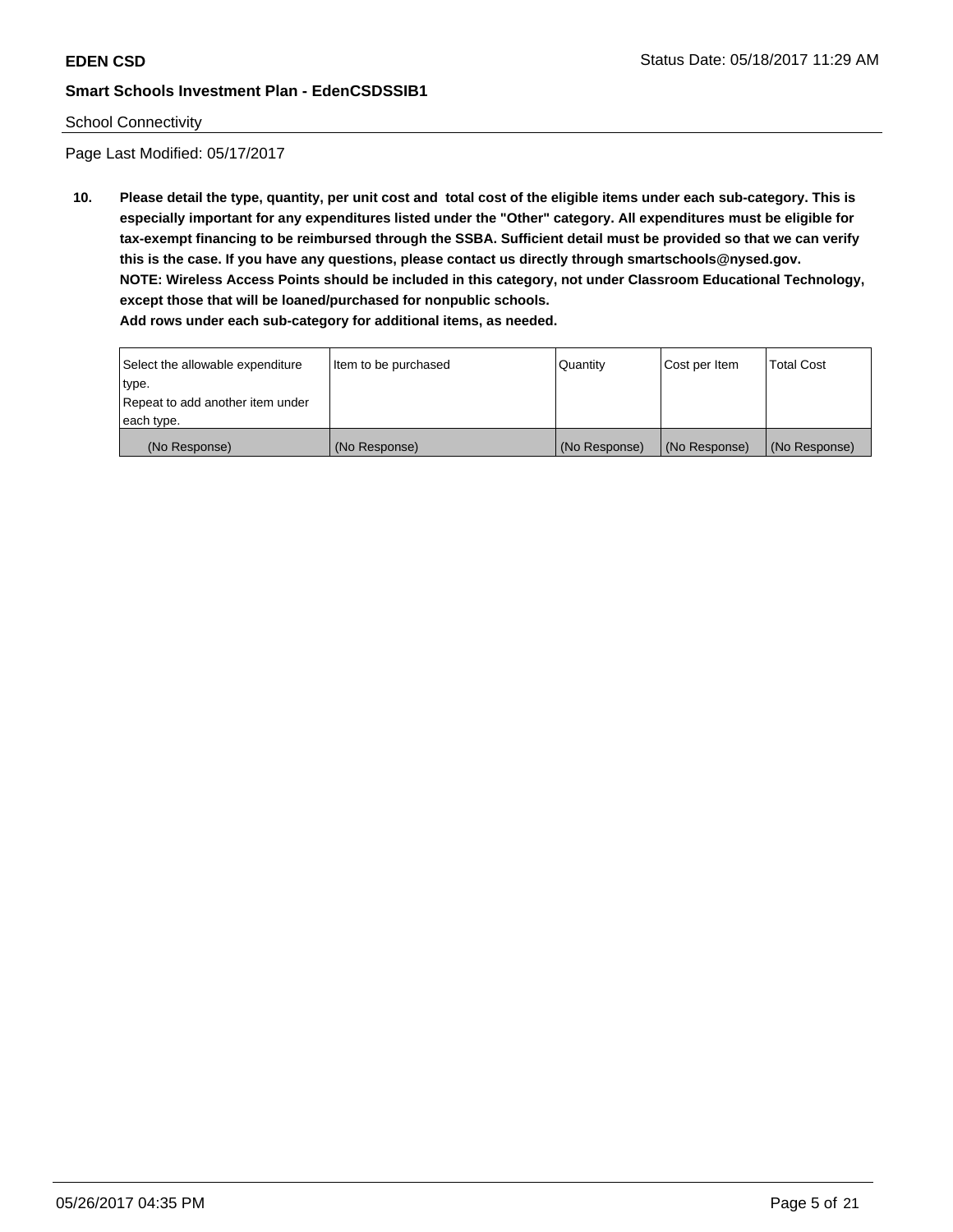School Connectivity

Page Last Modified: 05/17/2017

**10. Please detail the type, quantity, per unit cost and total cost of the eligible items under each sub-category. This is especially important for any expenditures listed under the "Other" category. All expenditures must be eligible for tax-exempt financing to be reimbursed through the SSBA. Sufficient detail must be provided so that we can verify this is the case. If you have any questions, please contact us directly through smartschools@nysed.gov.**
**NOTE: Wireless Access Points should be included in this category, not under Classroom Educational Technology, except those that will be loaned/purchased for nonpublic schools.**
**Add rows under each sub-category for additional items, as needed.**

| Select the allowable expenditure type. Repeat to add another item under each type. | Item to be purchased | Quantity | Cost per Item | Total Cost |
|---|---|---|---|---|
| (No Response) | (No Response) | (No Response) | (No Response) | (No Response) |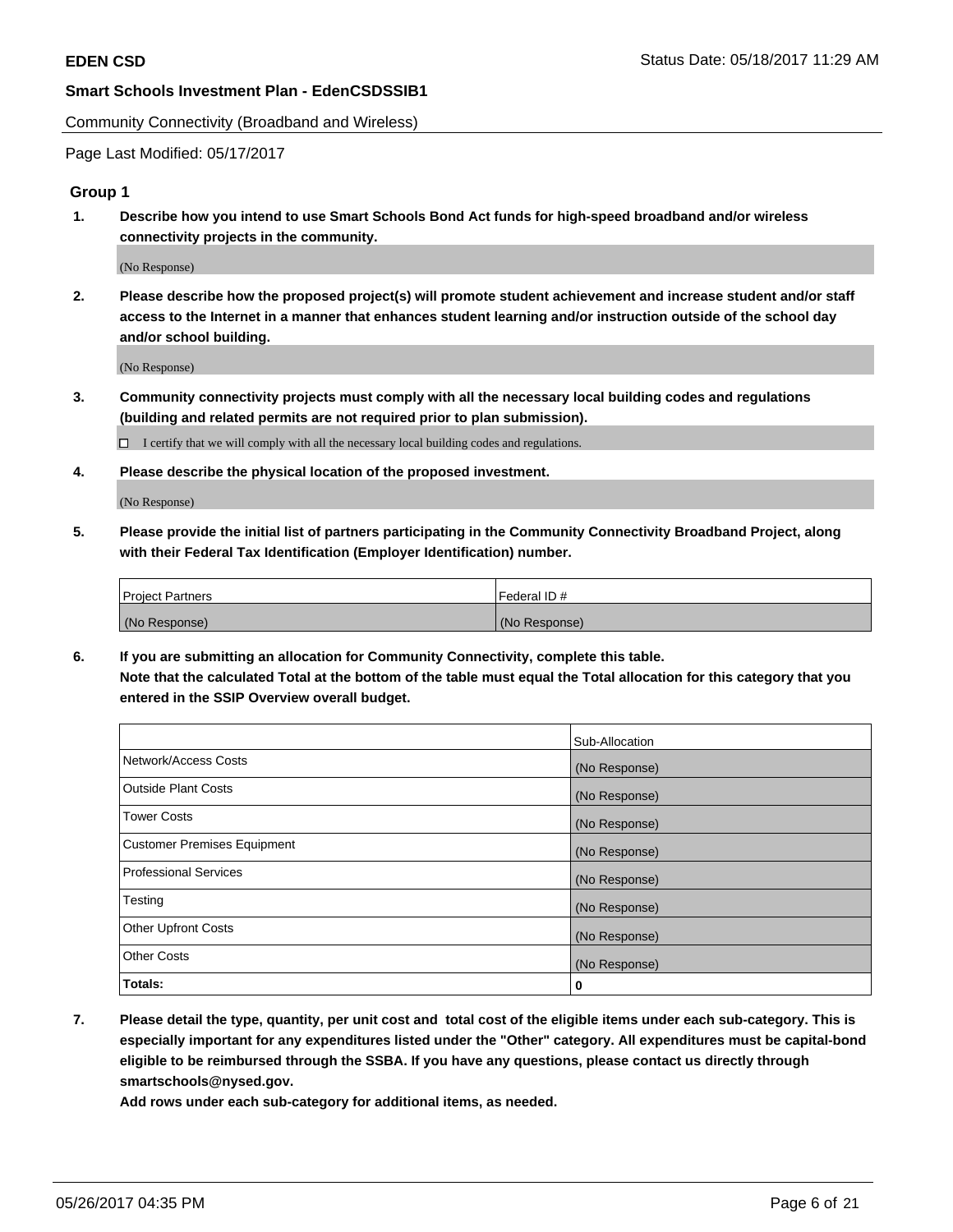Community Connectivity (Broadband and Wireless)

Page Last Modified: 05/17/2017

### Group 1

**1. Describe how you intend to use Smart Schools Bond Act funds for high-speed broadband and/or wireless connectivity projects in the community.**

(No Response)

**2. Please describe how the proposed project(s) will promote student achievement and increase student and/or staff access to the Internet in a manner that enhances student learning and/or instruction outside of the school day and/or school building.**

(No Response)

**3. Community connectivity projects must comply with all the necessary local building codes and regulations (building and related permits are not required prior to plan submission).**

☐ I certify that we will comply with all the necessary local building codes and regulations.

**4. Please describe the physical location of the proposed investment.**

(No Response)

**5. Please provide the initial list of partners participating in the Community Connectivity Broadband Project, along with their Federal Tax Identification (Employer Identification) number.**

| Project Partners | Federal ID # |
|---|---|
| (No Response) | (No Response) |

**6. If you are submitting an allocation for Community Connectivity, complete this table. Note that the calculated Total at the bottom of the table must equal the Total allocation for this category that you entered in the SSIP Overview overall budget.**

| | Sub-Allocation |
|---|---|
| Network/Access Costs | (No Response) |
| Outside Plant Costs | (No Response) |
| Tower Costs | (No Response) |
| Customer Premises Equipment | (No Response) |
| Professional Services | (No Response) |
| Testing | (No Response) |
| Other Upfront Costs | (No Response) |
| Other Costs | (No Response) |
| **Totals:** | **0** |

**7. Please detail the type, quantity, per unit cost and total cost of the eligible items under each sub-category. This is especially important for any expenditures listed under the "Other" category. All expenditures must be capital-bond eligible to be reimbursed through the SSBA. If you have any questions, please contact us directly through smartschools@nysed.gov.**

**Add rows under each sub-category for additional items, as needed.**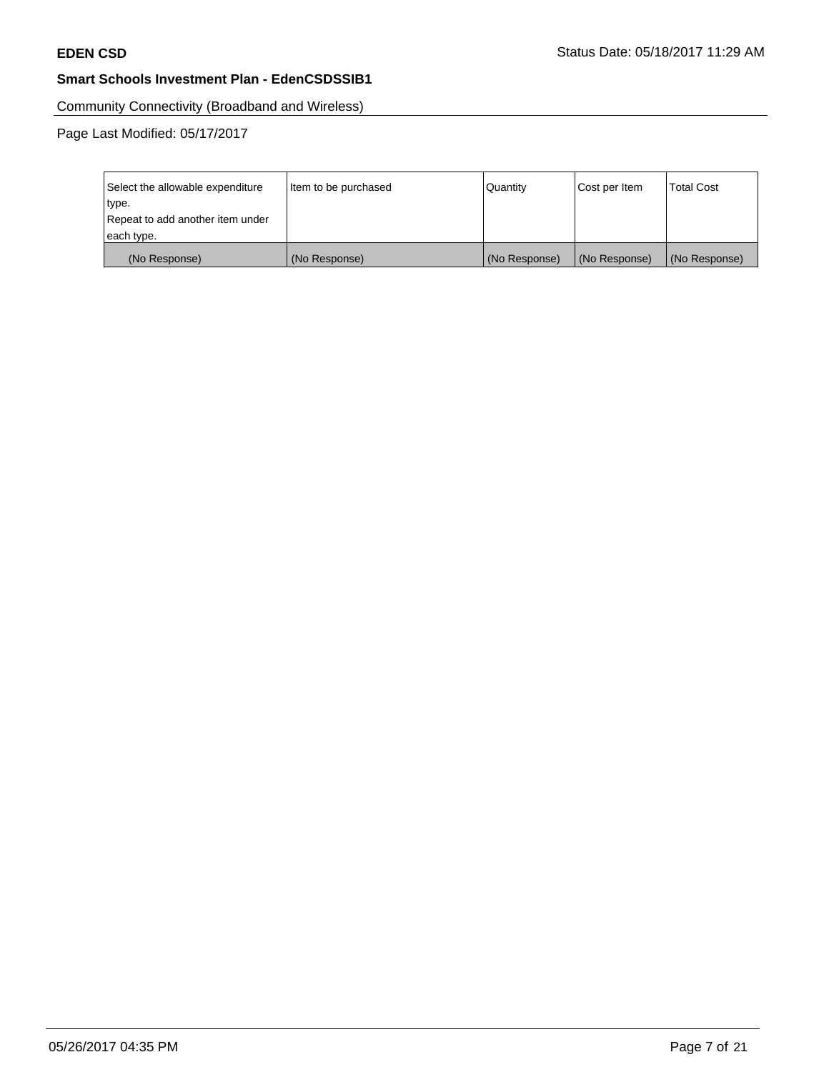Community Connectivity (Broadband and Wireless)

Page Last Modified: 05/17/2017

| Select the allowable expenditure type.<br>Repeat to add another item under each type. | Item to be purchased | Quantity | Cost per Item | Total Cost |
| --- | --- | --- | --- | --- |
| (No Response) | (No Response) | (No Response) | (No Response) | (No Response) |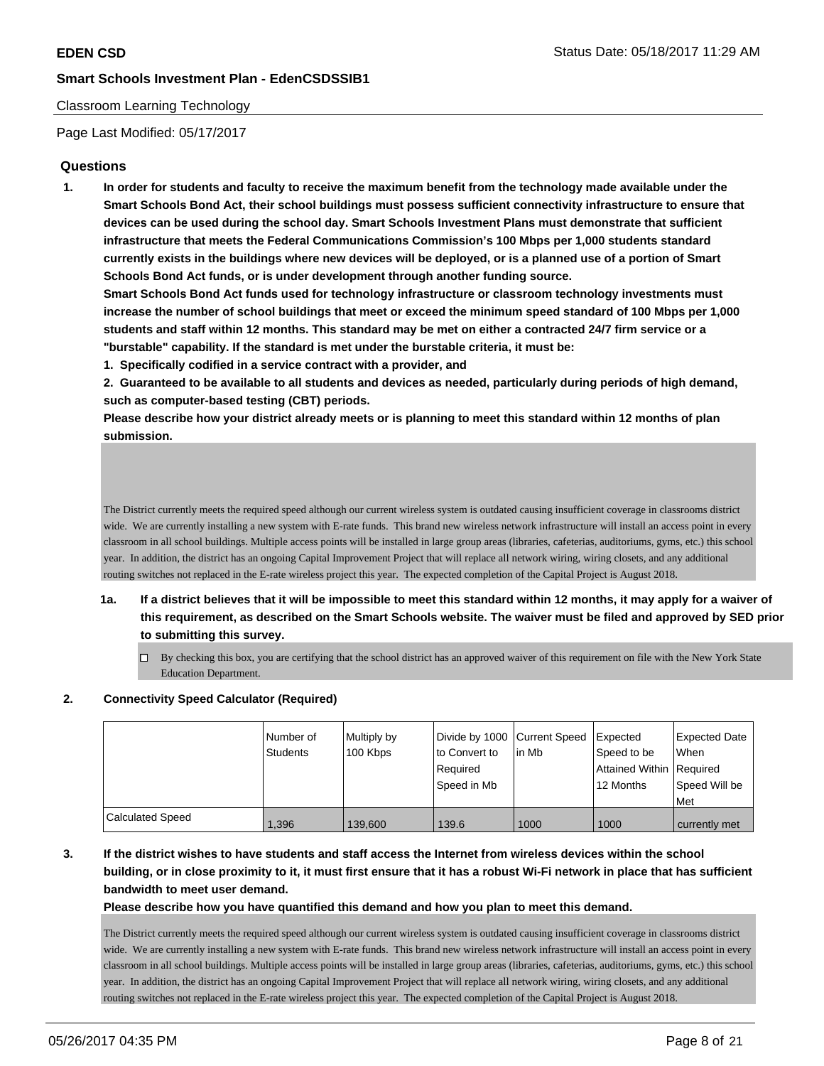Classroom Learning Technology

Page Last Modified: 05/17/2017

## Questions

1. **In order for students and faculty to receive the maximum benefit from the technology made available under the Smart Schools Bond Act, their school buildings must possess sufficient connectivity infrastructure to ensure that devices can be used during the school day. Smart Schools Investment Plans must demonstrate that sufficient infrastructure that meets the Federal Communications Commission's 100 Mbps per 1,000 students standard currently exists in the buildings where new devices will be deployed, or is a planned use of a portion of Smart Schools Bond Act funds, or is under development through another funding source.**

   **Smart Schools Bond Act funds used for technology infrastructure or classroom technology investments must increase the number of school buildings that meet or exceed the minimum speed standard of 100 Mbps per 1,000 students and staff within 12 months. This standard may be met on either a contracted 24/7 firm service or a "burstable" capability. If the standard is met under the burstable criteria, it must be:**

   **1. Specifically codified in a service contract with a provider, and**

   **2. Guaranteed to be available to all students and devices as needed, particularly during periods of high demand, such as computer-based testing (CBT) periods.**

   **Please describe how your district already meets or is planning to meet this standard within 12 months of plan submission.**

   The District currently meets the required speed although our current wireless system is outdated causing insufficient coverage in classrooms district wide. We are currently installing a new system with E-rate funds. This brand new wireless network infrastructure will install an access point in every classroom in all school buildings. Multiple access points will be installed in large group areas (libraries, cafeterias, auditoriums, gyms, etc.) this school year. In addition, the district has an ongoing Capital Improvement Project that will replace all network wiring, wiring closets, and any additional routing switches not replaced in the E-rate wireless project this year. The expected completion of the Capital Project is August 2018.

   1a. **If a district believes that it will be impossible to meet this standard within 12 months, it may apply for a waiver of this requirement, as described on the Smart Schools website. The waiver must be filed and approved by SED prior to submitting this survey.**

   ☐ By checking this box, you are certifying that the school district has an approved waiver of this requirement on file with the New York State Education Department.

2. **Connectivity Speed Calculator (Required)**

| | Number of Students | Multiply by 100 Kbps | Divide by 1000 to Convert to Required Speed in Mb | Current Speed in Mb | Expected Speed to be Attained Within 12 Months | Expected Date When Required Speed Will be Met |
|---|---|---|---|---|---|---|
| Calculated Speed | 1,396 | 139,600 | 139.6 | 1000 | 1000 | currently met |

3. **If the district wishes to have students and staff access the Internet from wireless devices within the school building, or in close proximity to it, it must first ensure that it has a robust Wi-Fi network in place that has sufficient bandwidth to meet user demand.**

   **Please describe how you have quantified this demand and how you plan to meet this demand.**

   The District currently meets the required speed although our current wireless system is outdated causing insufficient coverage in classrooms district wide. We are currently installing a new system with E-rate funds. This brand new wireless network infrastructure will install an access point in every classroom in all school buildings. Multiple access points will be installed in large group areas (libraries, cafeterias, auditoriums, gyms, etc.) this school year. In addition, the district has an ongoing Capital Improvement Project that will replace all network wiring, wiring closets, and any additional routing switches not replaced in the E-rate wireless project this year. The expected completion of the Capital Project is August 2018.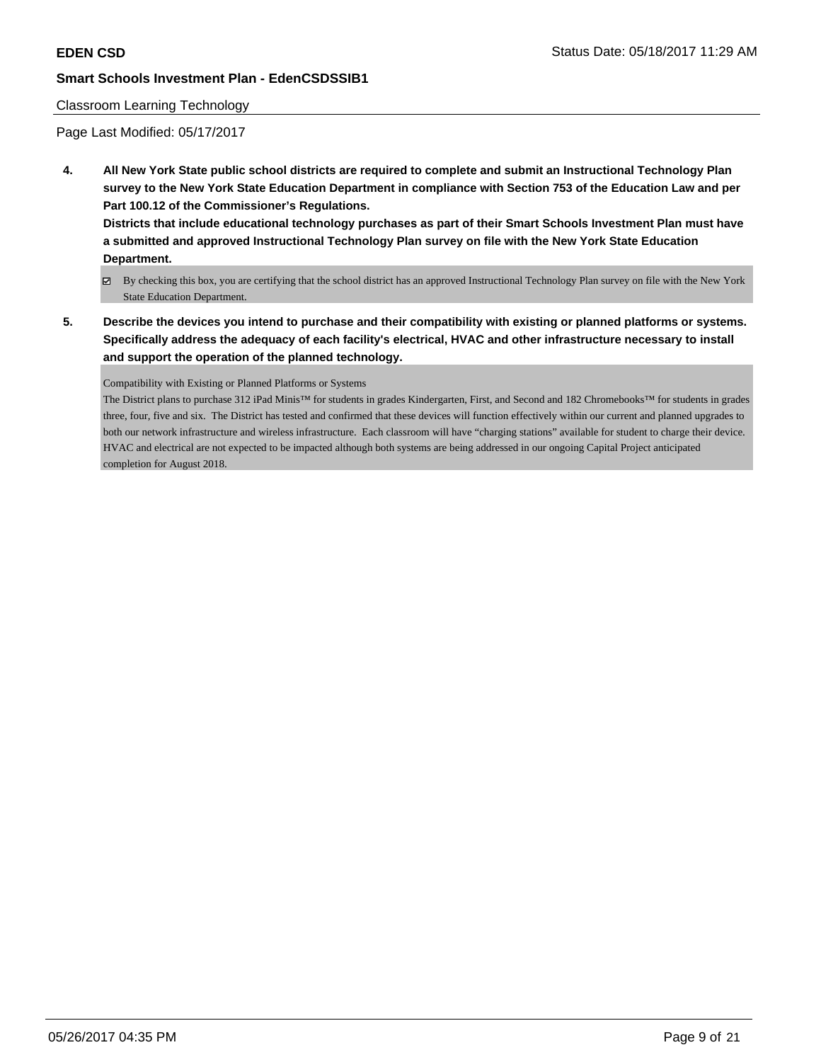Classroom Learning Technology

Page Last Modified: 05/17/2017

**4. All New York State public school districts are required to complete and submit an Instructional Technology Plan survey to the New York State Education Department in compliance with Section 753 of the Education Law and per Part 100.12 of the Commissioner's Regulations.**

**Districts that include educational technology purchases as part of their Smart Schools Investment Plan must have a submitted and approved Instructional Technology Plan survey on file with the New York State Education Department.**

☑ By checking this box, you are certifying that the school district has an approved Instructional Technology Plan survey on file with the New York State Education Department.

**5. Describe the devices you intend to purchase and their compatibility with existing or planned platforms or systems. Specifically address the adequacy of each facility's electrical, HVAC and other infrastructure necessary to install and support the operation of the planned technology.**

Compatibility with Existing or Planned Platforms or Systems

The District plans to purchase 312 iPad Minis™ for students in grades Kindergarten, First, and Second and 182 Chromebooks™ for students in grades three, four, five and six. The District has tested and confirmed that these devices will function effectively within our current and planned upgrades to both our network infrastructure and wireless infrastructure. Each classroom will have "charging stations" available for student to charge their device. HVAC and electrical are not expected to be impacted although both systems are being addressed in our ongoing Capital Project anticipated completion for August 2018.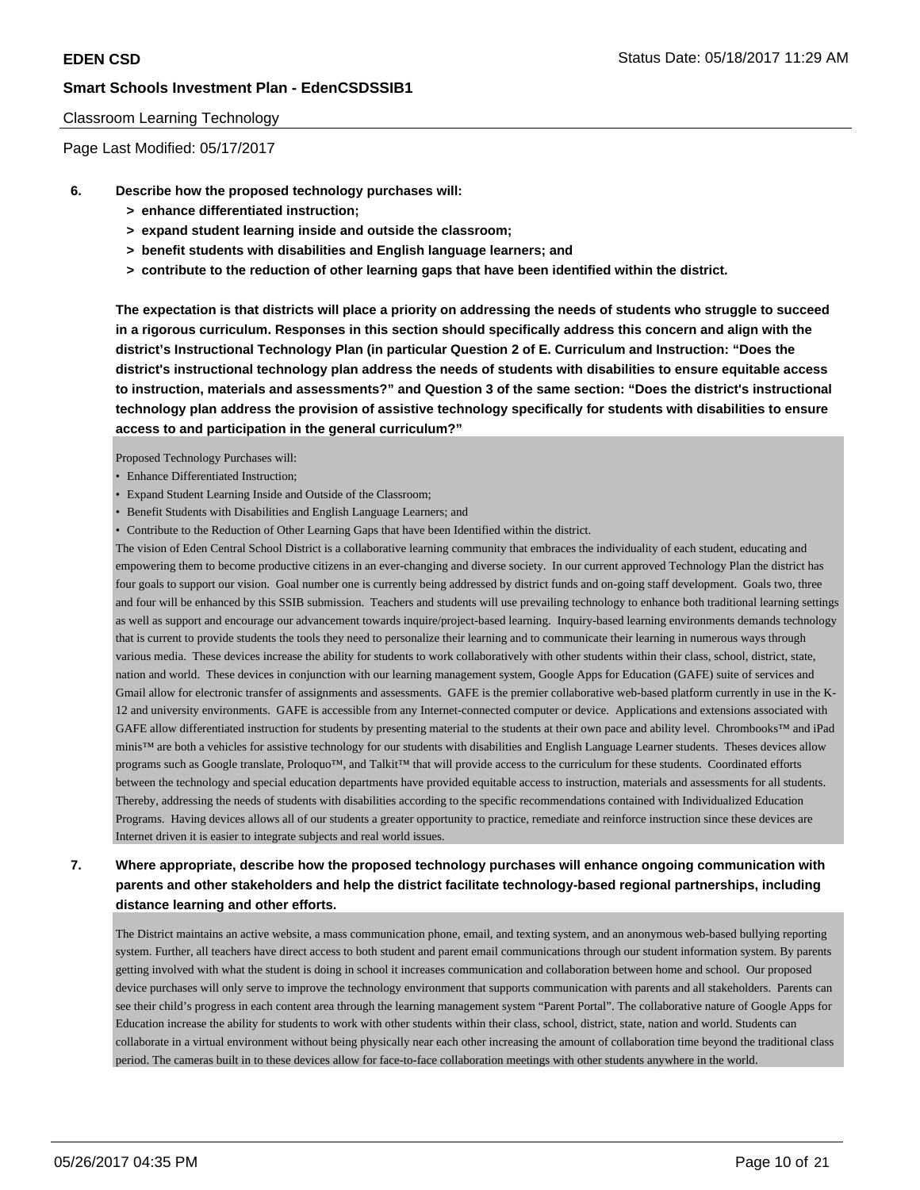Classroom Learning Technology

Page Last Modified: 05/17/2017

**6. Describe how the proposed technology purchases will:**
- **> enhance differentiated instruction;**
- **> expand student learning inside and outside the classroom;**
- **> benefit students with disabilities and English language learners; and**
- **> contribute to the reduction of other learning gaps that have been identified within the district.**

**The expectation is that districts will place a priority on addressing the needs of students who struggle to succeed in a rigorous curriculum. Responses in this section should specifically address this concern and align with the district's Instructional Technology Plan (in particular Question 2 of E. Curriculum and Instruction: "Does the district's instructional technology plan address the needs of students with disabilities to ensure equitable access to instruction, materials and assessments?" and Question 3 of the same section: "Does the district's instructional technology plan address the provision of assistive technology specifically for students with disabilities to ensure access to and participation in the general curriculum?"**

Proposed Technology Purchases will:
- Enhance Differentiated Instruction;
- Expand Student Learning Inside and Outside of the Classroom;
- Benefit Students with Disabilities and English Language Learners; and
- Contribute to the Reduction of Other Learning Gaps that have been Identified within the district.

The vision of Eden Central School District is a collaborative learning community that embraces the individuality of each student, educating and empowering them to become productive citizens in an ever-changing and diverse society. In our current approved Technology Plan the district has four goals to support our vision. Goal number one is currently being addressed by district funds and on-going staff development. Goals two, three and four will be enhanced by this SSIB submission. Teachers and students will use prevailing technology to enhance both traditional learning settings as well as support and encourage our advancement towards inquire/project-based learning. Inquiry-based learning environments demands technology that is current to provide students the tools they need to personalize their learning and to communicate their learning in numerous ways through various media. These devices increase the ability for students to work collaboratively with other students within their class, school, district, state, nation and world. These devices in conjunction with our learning management system, Google Apps for Education (GAFE) suite of services and Gmail allow for electronic transfer of assignments and assessments. GAFE is the premier collaborative web-based platform currently in use in the K-12 and university environments. GAFE is accessible from any Internet-connected computer or device. Applications and extensions associated with GAFE allow differentiated instruction for students by presenting material to the students at their own pace and ability level. Chromebooks™ and iPad minis™ are both a vehicles for assistive technology for our students with disabilities and English Language Learner students. Theses devices allow programs such as Google translate, Proloquo™, and Talkit™ that will provide access to the curriculum for these students. Coordinated efforts between the technology and special education departments have provided equitable access to instruction, materials and assessments for all students. Thereby, addressing the needs of students with disabilities according to the specific recommendations contained with Individualized Education Programs. Having devices allows all of our students a greater opportunity to practice, remediate and reinforce instruction since these devices are Internet driven it is easier to integrate subjects and real world issues.

**7. Where appropriate, describe how the proposed technology purchases will enhance ongoing communication with parents and other stakeholders and help the district facilitate technology-based regional partnerships, including distance learning and other efforts.**

The District maintains an active website, a mass communication phone, email, and texting system, and an anonymous web-based bullying reporting system. Further, all teachers have direct access to both student and parent email communications through our student information system. By parents getting involved with what the student is doing in school it increases communication and collaboration between home and school. Our proposed device purchases will only serve to improve the technology environment that supports communication with parents and all stakeholders. Parents can see their child's progress in each content area through the learning management system "Parent Portal". The collaborative nature of Google Apps for Education increase the ability for students to work with other students within their class, school, district, state, nation and world. Students can collaborate in a virtual environment without being physically near each other increasing the amount of collaboration time beyond the traditional class period. The cameras built in to these devices allow for face-to-face collaboration meetings with other students anywhere in the world.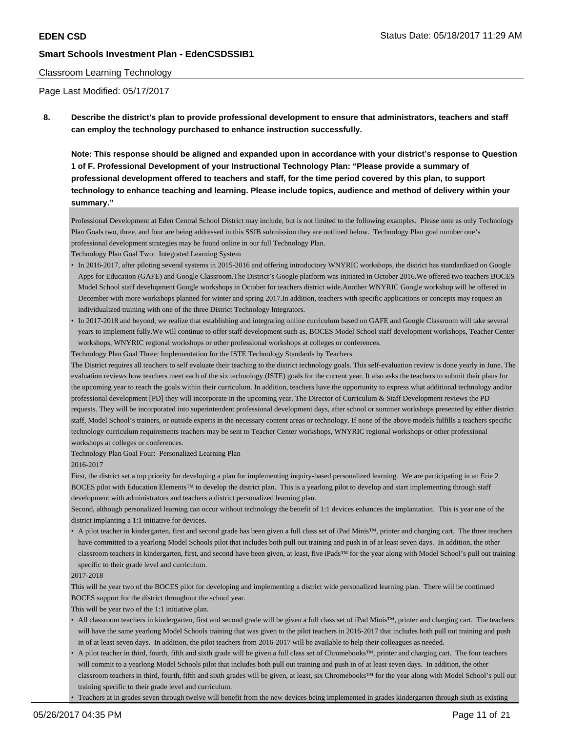Classroom Learning Technology

Page Last Modified: 05/17/2017

**8. Describe the district's plan to provide professional development to ensure that administrators, teachers and staff can employ the technology purchased to enhance instruction successfully.**

**Note: This response should be aligned and expanded upon in accordance with your district's response to Question 1 of F. Professional Development of your Instructional Technology Plan: "Please provide a summary of professional development offered to teachers and staff, for the time period covered by this plan, to support technology to enhance teaching and learning. Please include topics, audience and method of delivery within your summary."**

Professional Development at Eden Central School District may include, but is not limited to the following examples. Please note as only Technology Plan Goals two, three, and four are being addressed in this SSIB submission they are outlined below. Technology Plan goal number one's professional development strategies may be found online in our full Technology Plan.

Technology Plan Goal Two: Integrated Learning System

- In 2016-2017, after piloting several systems in 2015-2016 and offering introductory WNYRIC workshops, the district has standardized on Google Apps for Education (GAFE) and Google Classroom.The District's Google platform was initiated in October 2016.We offered two teachers BOCES Model School staff development Google workshops in October for teachers district wide.Another WNYRIC Google workshop will be offered in December with more workshops planned for winter and spring 2017.In addition, teachers with specific applications or concepts may request an individualized training with one of the three District Technology Integrators.
- In 2017-2018 and beyond, we realize that establishing and integrating online curriculum based on GAFE and Google Classroom will take several years to implement fully.We will continue to offer staff development such as, BOCES Model School staff development workshops, Teacher Center workshops, WNYRIC regional workshops or other professional workshops at colleges or conferences.

Technology Plan Goal Three: Implementation for the ISTE Technology Standards by Teachers

The District requires all teachers to self evaluate their teaching to the district technology goals. This self-evaluation review is done yearly in June. The evaluation reviews how teachers meet each of the six technology (ISTE) goals for the current year. It also asks the teachers to submit their plans for the upcoming year to reach the goals within their curriculum. In addition, teachers have the opportunity to express what additional technology and/or professional development [PD] they will incorporate in the upcoming year. The Director of Curriculum & Staff Development reviews the PD requests. They will be incorporated into superintendent professional development days, after school or summer workshops presented by either district staff, Model School's trainers, or outside experts in the necessary content areas or technology. If none of the above models fulfills a teachers specific technology curriculum requirements teachers may be sent to Teacher Center workshops, WNYRIC regional workshops or other professional workshops at colleges or conferences.

Technology Plan Goal Four: Personalized Learning Plan

2016-2017

First, the district set a top priority for developing a plan for implementing inquiry-based personalized learning. We are participating in an Erie 2 BOCES pilot with Education Elements™ to develop the district plan. This is a yearlong pilot to develop and start implementing through staff development with administrators and teachers a district personalized learning plan.

Second, although personalized learning can occur without technology the benefit of 1:1 devices enhances the implantation. This is year one of the district implanting a 1:1 initiative for devices.

- A pilot teacher in kindergarten, first and second grade has been given a full class set of iPad Minis™, printer and charging cart. The three teachers have committed to a yearlong Model Schools pilot that includes both pull out training and push in of at least seven days. In addition, the other classroom teachers in kindergarten, first, and second have been given, at least, five iPads™ for the year along with Model School's pull out training specific to their grade level and curriculum.

2017-2018

This will be year two of the BOCES pilot for developing and implementing a district wide personalized learning plan. There will be continued BOCES support for the district throughout the school year.

This will be year two of the 1:1 initiative plan.

- All classroom teachers in kindergarten, first and second grade will be given a full class set of iPad Minis™, printer and charging cart. The teachers will have the same yearlong Model Schools training that was given to the pilot teachers in 2016-2017 that includes both pull out training and push in of at least seven days. In addition, the pilot teachers from 2016-2017 will be available to help their colleagues as needed.
- A pilot teacher in third, fourth, fifth and sixth grade will be given a full class set of Chromebooks™, printer and charging cart. The four teachers will commit to a yearlong Model Schools pilot that includes both pull out training and push in of at least seven days. In addition, the other classroom teachers in third, fourth, fifth and sixth grades will be given, at least, six Chromebooks™ for the year along with Model School's pull out training specific to their grade level and curriculum.
- Teachers at in grades seven through twelve will benefit from the new devices being implemented in grades kindergarten through sixth as existing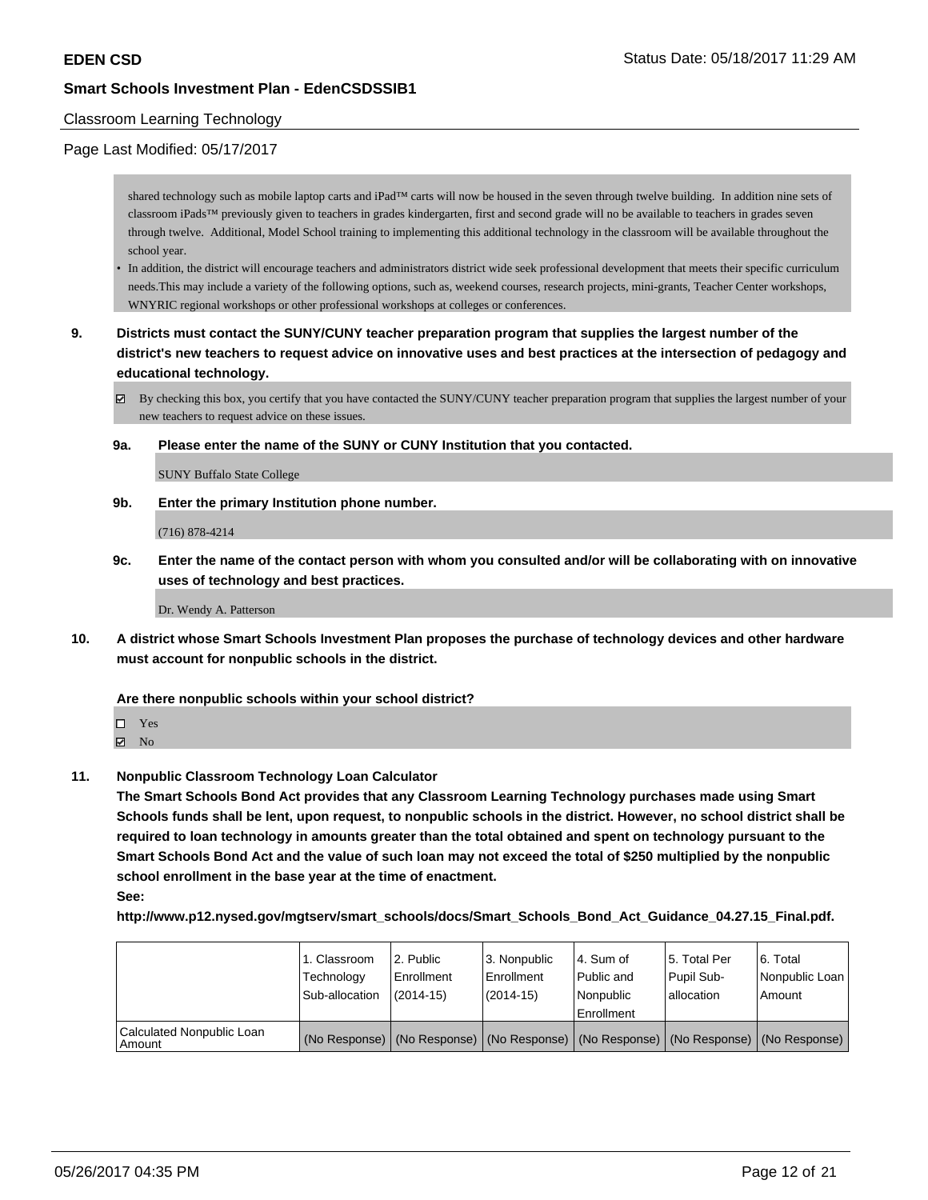shared technology such as mobile laptop carts and iPad™ carts will now be housed in the seven through twelve building. In addition nine sets of classroom iPads™ previously given to teachers in grades kindergarten, first and second grade will no be available to teachers in grades seven through twelve. Additional, Model School training to implementing this additional technology in the classroom will be available throughout the school year.

- In addition, the district will encourage teachers and administrators district wide seek professional development that meets their specific curriculum needs.This may include a variety of the following options, such as, weekend courses, research projects, mini-grants, Teacher Center workshops, WNYRIC regional workshops or other professional workshops at colleges or conferences.

**9. Districts must contact the SUNY/CUNY teacher preparation program that supplies the largest number of the district's new teachers to request advice on innovative uses and best practices at the intersection of pedagogy and educational technology.**

☑ By checking this box, you certify that you have contacted the SUNY/CUNY teacher preparation program that supplies the largest number of your new teachers to request advice on these issues.

**9a. Please enter the name of the SUNY or CUNY Institution that you contacted.**

SUNY Buffalo State College

**9b. Enter the primary Institution phone number.**

(716) 878-4214

**9c. Enter the name of the contact person with whom you consulted and/or will be collaborating with on innovative uses of technology and best practices.**

Dr. Wendy A. Patterson

**10. A district whose Smart Schools Investment Plan proposes the purchase of technology devices and other hardware must account for nonpublic schools in the district.**

**Are there nonpublic schools within your school district?**

☐ Yes
☑ No

**11. Nonpublic Classroom Technology Loan Calculator**

**The Smart Schools Bond Act provides that any Classroom Learning Technology purchases made using Smart Schools funds shall be lent, upon request, to nonpublic schools in the district. However, no school district shall be required to loan technology in amounts greater than the total obtained and spent on technology pursuant to the Smart Schools Bond Act and the value of such loan may not exceed the total of $250 multiplied by the nonpublic school enrollment in the base year at the time of enactment.**

**See:**

**http://www.p12.nysed.gov/mgtserv/smart_schools/docs/Smart_Schools_Bond_Act_Guidance_04.27.15_Final.pdf.**

| | 1. Classroom Technology Sub-allocation | 2. Public Enrollment (2014-15) | 3. Nonpublic Enrollment (2014-15) | 4. Sum of Public and Nonpublic Enrollment | 5. Total Per Pupil Sub-allocation | 6. Total Nonpublic Loan Amount |
|---|---|---|---|---|---|---|
| Calculated Nonpublic Loan Amount | (No Response) | (No Response) | (No Response) | (No Response) | (No Response) | (No Response) |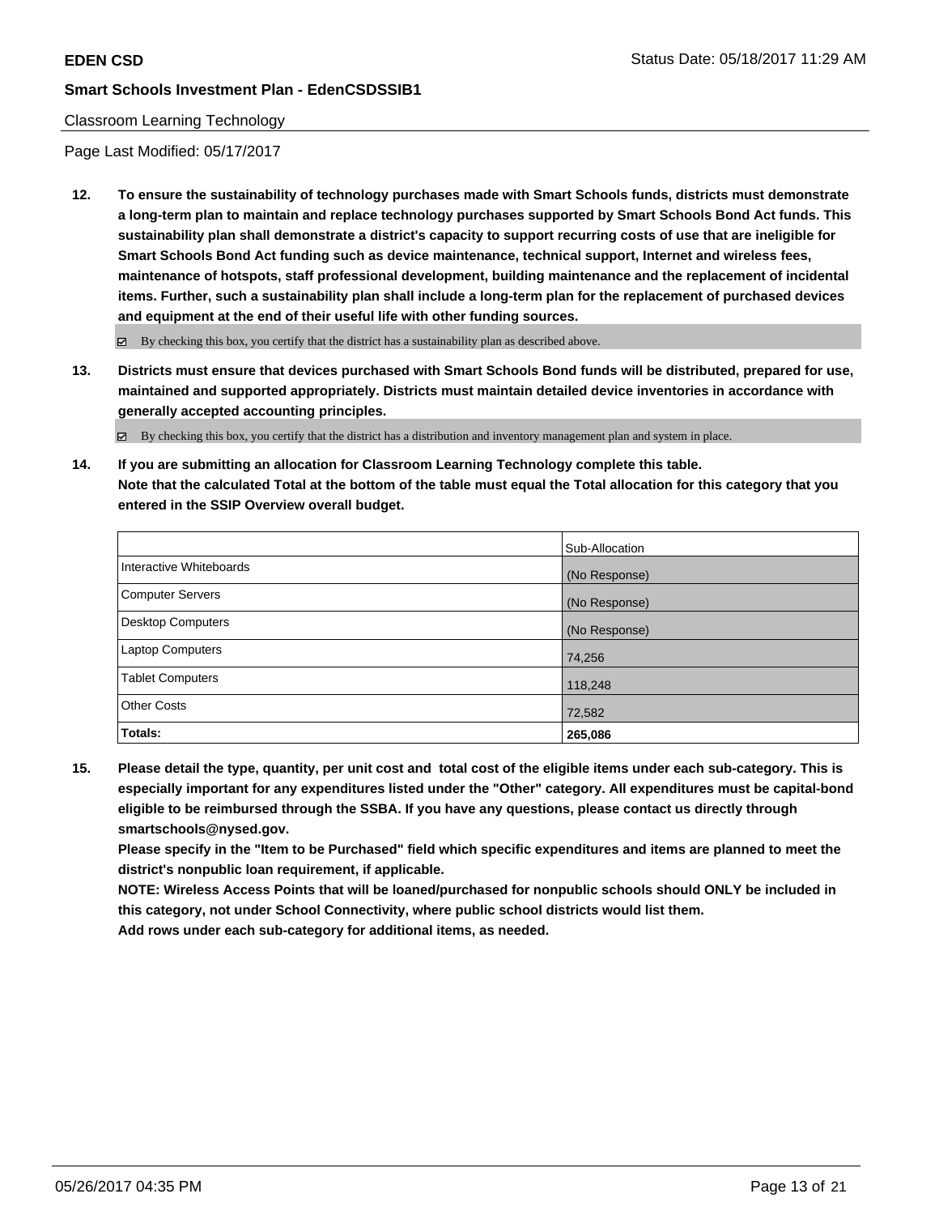Classroom Learning Technology

Page Last Modified: 05/17/2017

**12. To ensure the sustainability of technology purchases made with Smart Schools funds, districts must demonstrate a long-term plan to maintain and replace technology purchases supported by Smart Schools Bond Act funds. This sustainability plan shall demonstrate a district's capacity to support recurring costs of use that are ineligible for Smart Schools Bond Act funding such as device maintenance, technical support, Internet and wireless fees, maintenance of hotspots, staff professional development, building maintenance and the replacement of incidental items. Further, such a sustainability plan shall include a long-term plan for the replacement of purchased devices and equipment at the end of their useful life with other funding sources.**

☑ By checking this box, you certify that the district has a sustainability plan as described above.

**13. Districts must ensure that devices purchased with Smart Schools Bond funds will be distributed, prepared for use, maintained and supported appropriately. Districts must maintain detailed device inventories in accordance with generally accepted accounting principles.**

☑ By checking this box, you certify that the district has a distribution and inventory management plan and system in place.

**14. If you are submitting an allocation for Classroom Learning Technology complete this table. Note that the calculated Total at the bottom of the table must equal the Total allocation for this category that you entered in the SSIP Overview overall budget.**

| | Sub-Allocation |
|---|---|
| Interactive Whiteboards | (No Response) |
| Computer Servers | (No Response) |
| Desktop Computers | (No Response) |
| Laptop Computers | 74,256 |
| Tablet Computers | 118,248 |
| Other Costs | 72,582 |
| **Totals:** | **265,086** |

**15. Please detail the type, quantity, per unit cost and total cost of the eligible items under each sub-category. This is especially important for any expenditures listed under the "Other" category. All expenditures must be capital-bond eligible to be reimbursed through the SSBA. If you have any questions, please contact us directly through smartschools@nysed.gov.**
**Please specify in the "Item to be Purchased" field which specific expenditures and items are planned to meet the district's nonpublic loan requirement, if applicable.**
**NOTE: Wireless Access Points that will be loaned/purchased for nonpublic schools should ONLY be included in this category, not under School Connectivity, where public school districts would list them.**
**Add rows under each sub-category for additional items, as needed.**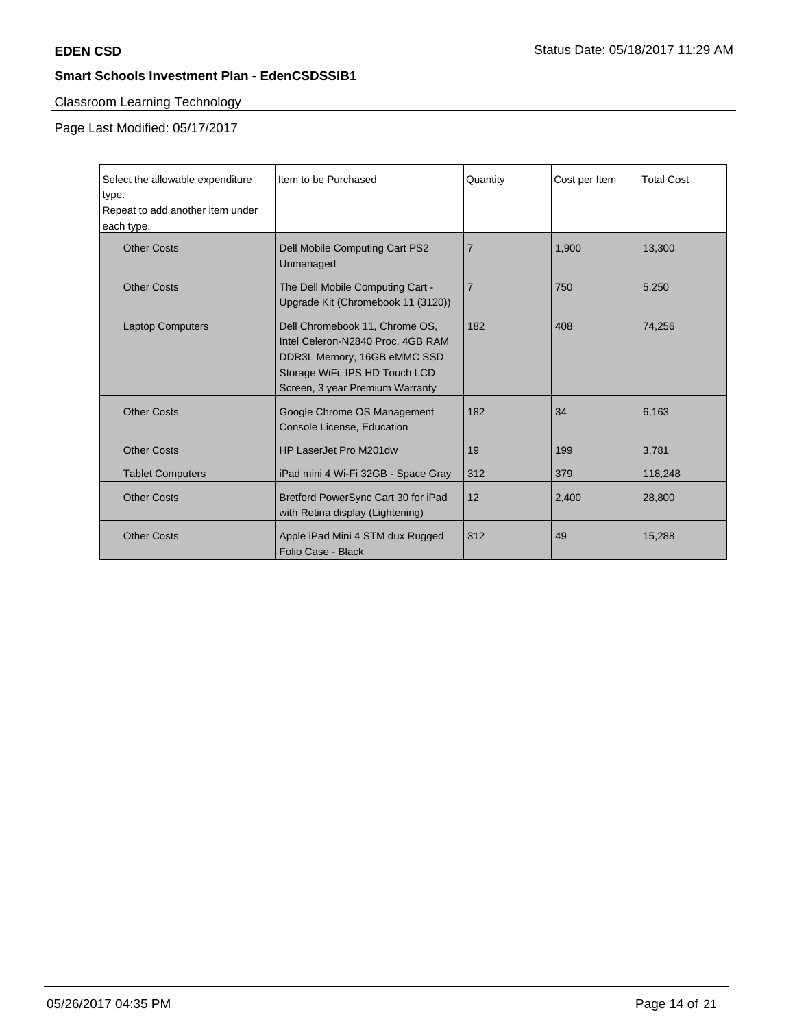## Classroom Learning Technology

Page Last Modified: 05/17/2017

| Select the allowable expenditure type.<br>Repeat to add another item under each type. | Item to be Purchased | Quantity | Cost per Item | Total Cost |
|---|---|---|---|---|
| Other Costs | Dell Mobile Computing Cart PS2 Unmanaged | 7 | 1,900 | 13,300 |
| Other Costs | The Dell Mobile Computing Cart - Upgrade Kit (Chromebook 11 (3120)) | 7 | 750 | 5,250 |
| Laptop Computers | Dell Chromebook 11, Chrome OS, Intel Celeron-N2840 Proc, 4GB RAM DDR3L Memory, 16GB eMMC SSD Storage WiFi, IPS HD Touch LCD Screen, 3 year Premium Warranty | 182 | 408 | 74,256 |
| Other Costs | Google Chrome OS Management Console License, Education | 182 | 34 | 6,163 |
| Other Costs | HP LaserJet Pro M201dw | 19 | 199 | 3,781 |
| Tablet Computers | iPad mini 4 Wi-Fi 32GB - Space Gray | 312 | 379 | 118,248 |
| Other Costs | Bretford PowerSync Cart 30 for iPad with Retina display (Lightening) | 12 | 2,400 | 28,800 |
| Other Costs | Apple iPad Mini 4 STM dux Rugged Folio Case - Black | 312 | 49 | 15,288 |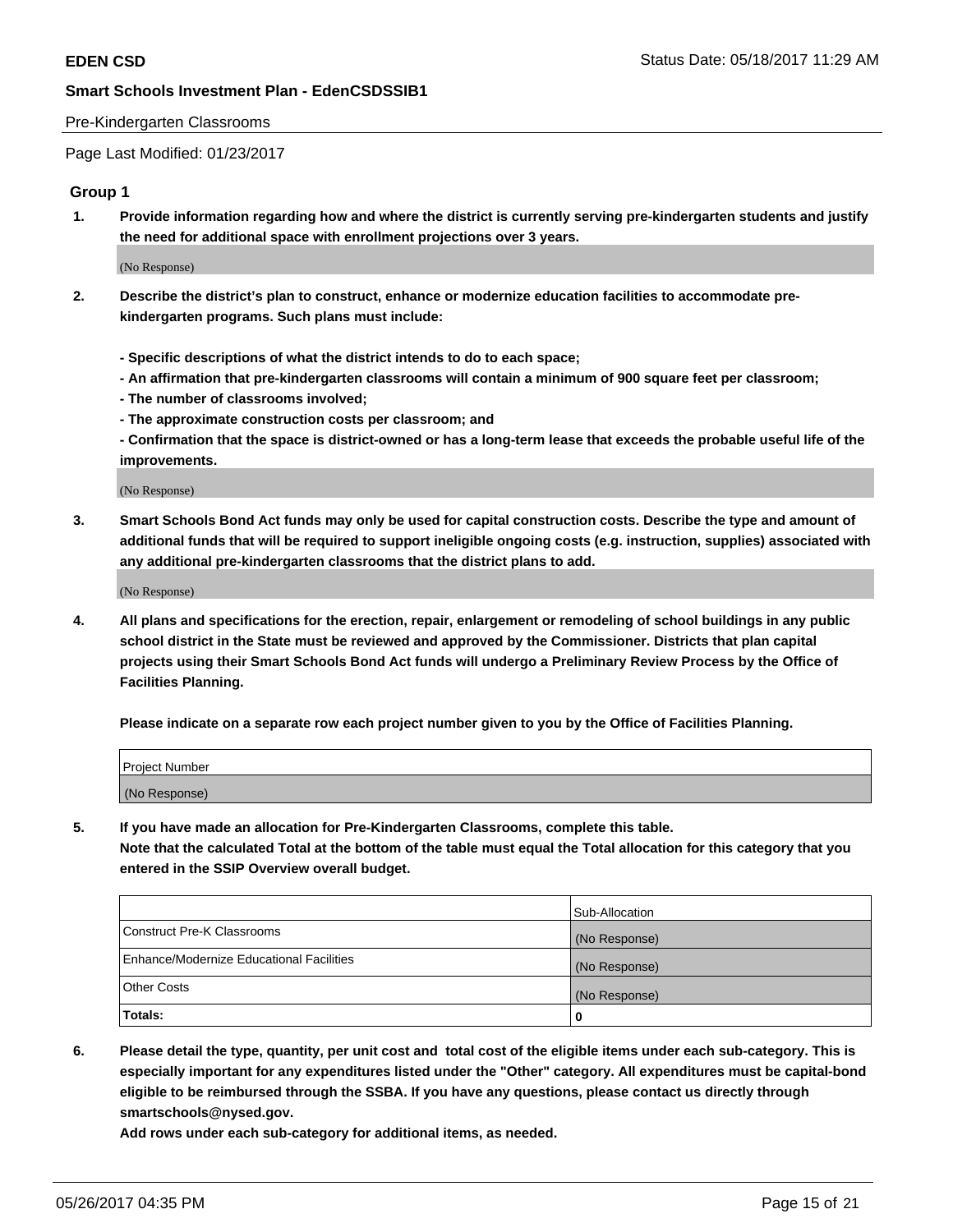Pre-Kindergarten Classrooms

Page Last Modified: 01/23/2017

## Group 1

**1. Provide information regarding how and where the district is currently serving pre-kindergarten students and justify the need for additional space with enrollment projections over 3 years.**

(No Response)

**2. Describe the district's plan to construct, enhance or modernize education facilities to accommodate pre-kindergarten programs. Such plans must include:**

**- Specific descriptions of what the district intends to do to each space;**
**- An affirmation that pre-kindergarten classrooms will contain a minimum of 900 square feet per classroom;**
**- The number of classrooms involved;**
**- The approximate construction costs per classroom; and**
**- Confirmation that the space is district-owned or has a long-term lease that exceeds the probable useful life of the improvements.**

(No Response)

**3. Smart Schools Bond Act funds may only be used for capital construction costs. Describe the type and amount of additional funds that will be required to support ineligible ongoing costs (e.g. instruction, supplies) associated with any additional pre-kindergarten classrooms that the district plans to add.**

(No Response)

**4. All plans and specifications for the erection, repair, enlargement or remodeling of school buildings in any public school district in the State must be reviewed and approved by the Commissioner. Districts that plan capital projects using their Smart Schools Bond Act funds will undergo a Preliminary Review Process by the Office of Facilities Planning.**

**Please indicate on a separate row each project number given to you by the Office of Facilities Planning.**

| Project Number |
|---|
| (No Response) |

**5. If you have made an allocation for Pre-Kindergarten Classrooms, complete this table.**
**Note that the calculated Total at the bottom of the table must equal the Total allocation for this category that you entered in the SSIP Overview overall budget.**

| | Sub-Allocation |
|---|---|
| Construct Pre-K Classrooms | (No Response) |
| Enhance/Modernize Educational Facilities | (No Response) |
| Other Costs | (No Response) |
| **Totals:** | **0** |

**6. Please detail the type, quantity, per unit cost and total cost of the eligible items under each sub-category. This is especially important for any expenditures listed under the "Other" category. All expenditures must be capital-bond eligible to be reimbursed through the SSBA. If you have any questions, please contact us directly through smartschools@nysed.gov.**
**Add rows under each sub-category for additional items, as needed.**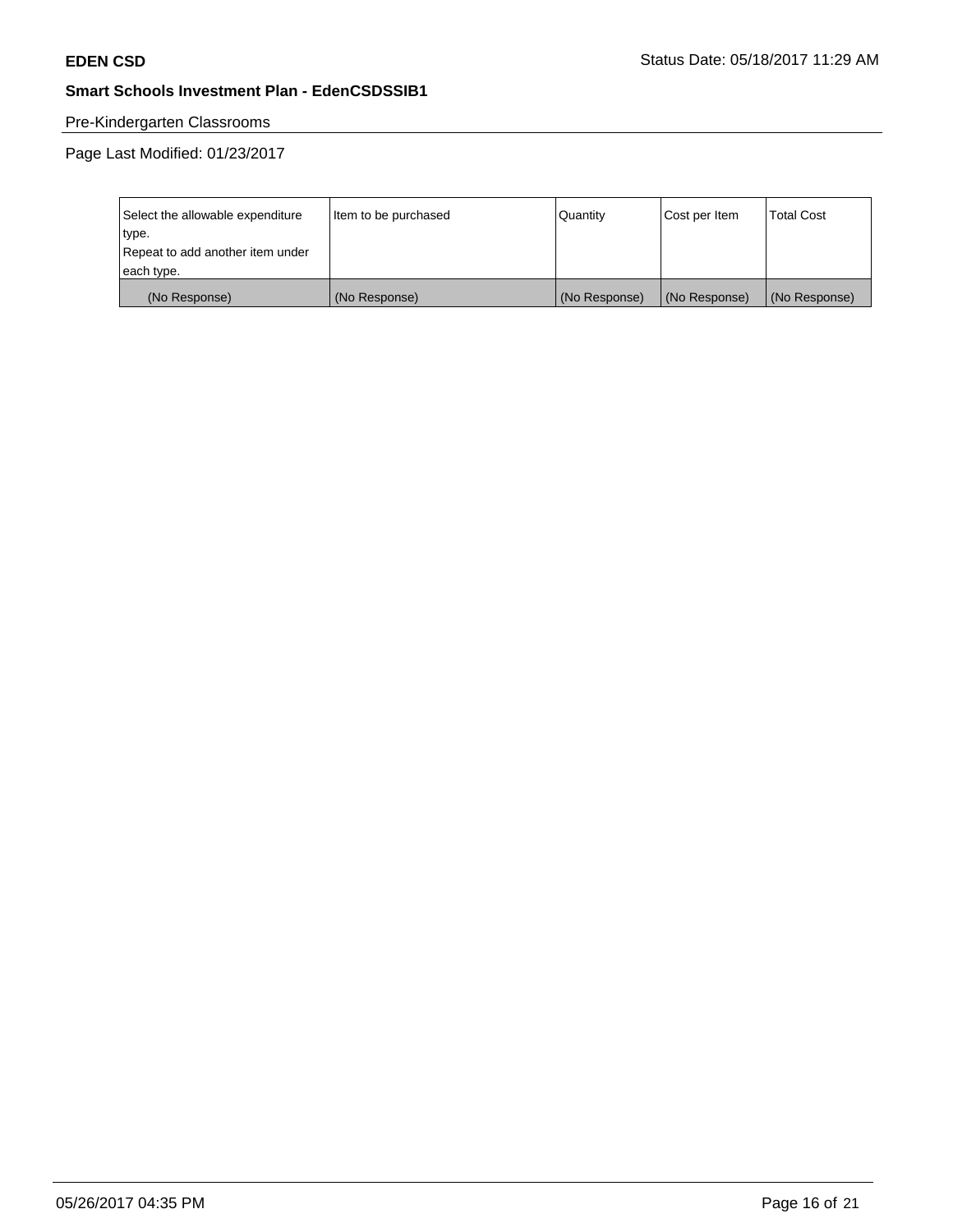**EDEN CSD** Status Date: 05/18/2017 11:29 AM

**Smart Schools Investment Plan - EdenCSDSSIB1**

Pre-Kindergarten Classrooms

Page Last Modified: 01/23/2017

| Select the allowable expenditure type. Repeat to add another item under each type. | Item to be purchased | Quantity | Cost per Item | Total Cost |
|---|---|---|---|---|
| (No Response) | (No Response) | (No Response) | (No Response) | (No Response) |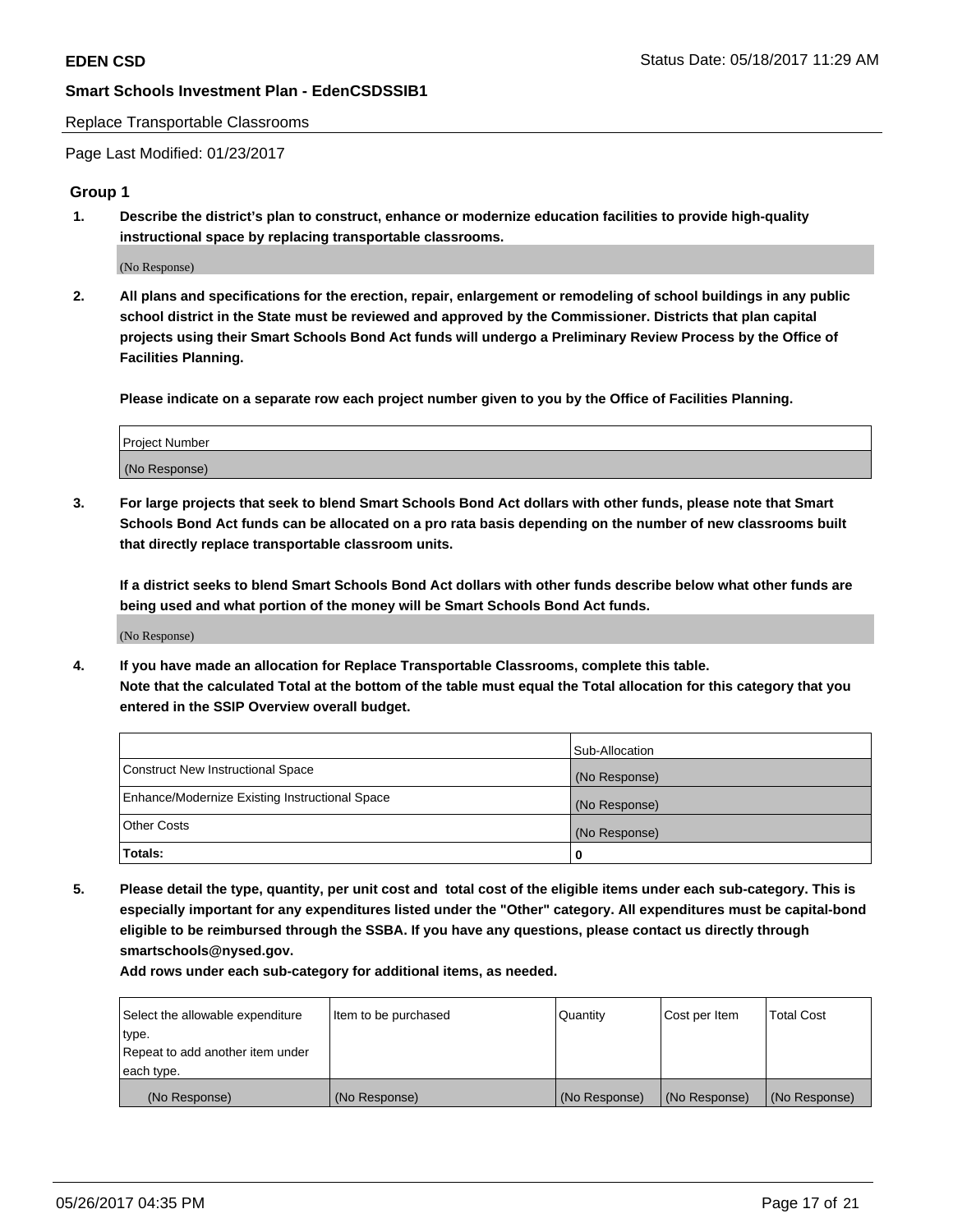Replace Transportable Classrooms

Page Last Modified: 01/23/2017

## Group 1

**1. Describe the district's plan to construct, enhance or modernize education facilities to provide high-quality instructional space by replacing transportable classrooms.**

(No Response)

**2. All plans and specifications for the erection, repair, enlargement or remodeling of school buildings in any public school district in the State must be reviewed and approved by the Commissioner. Districts that plan capital projects using their Smart Schools Bond Act funds will undergo a Preliminary Review Process by the Office of Facilities Planning.**

**Please indicate on a separate row each project number given to you by the Office of Facilities Planning.**

| Project Number |
| --- |
| (No Response) |

**3. For large projects that seek to blend Smart Schools Bond Act dollars with other funds, please note that Smart Schools Bond Act funds can be allocated on a pro rata basis depending on the number of new classrooms built that directly replace transportable classroom units.**

**If a district seeks to blend Smart Schools Bond Act dollars with other funds describe below what other funds are being used and what portion of the money will be Smart Schools Bond Act funds.**

(No Response)

**4. If you have made an allocation for Replace Transportable Classrooms, complete this table. Note that the calculated Total at the bottom of the table must equal the Total allocation for this category that you entered in the SSIP Overview overall budget.**

| | Sub-Allocation |
| --- | --- |
| Construct New Instructional Space | (No Response) |
| Enhance/Modernize Existing Instructional Space | (No Response) |
| Other Costs | (No Response) |
| **Totals:** | **0** |

**5. Please detail the type, quantity, per unit cost and total cost of the eligible items under each sub-category. This is especially important for any expenditures listed under the "Other" category. All expenditures must be capital-bond eligible to be reimbursed through the SSBA. If you have any questions, please contact us directly through smartschools@nysed.gov.**

**Add rows under each sub-category for additional items, as needed.**

| Select the allowable expenditure type. Repeat to add another item under each type. | Item to be purchased | Quantity | Cost per Item | Total Cost |
| --- | --- | --- | --- | --- |
| (No Response) | (No Response) | (No Response) | (No Response) | (No Response) |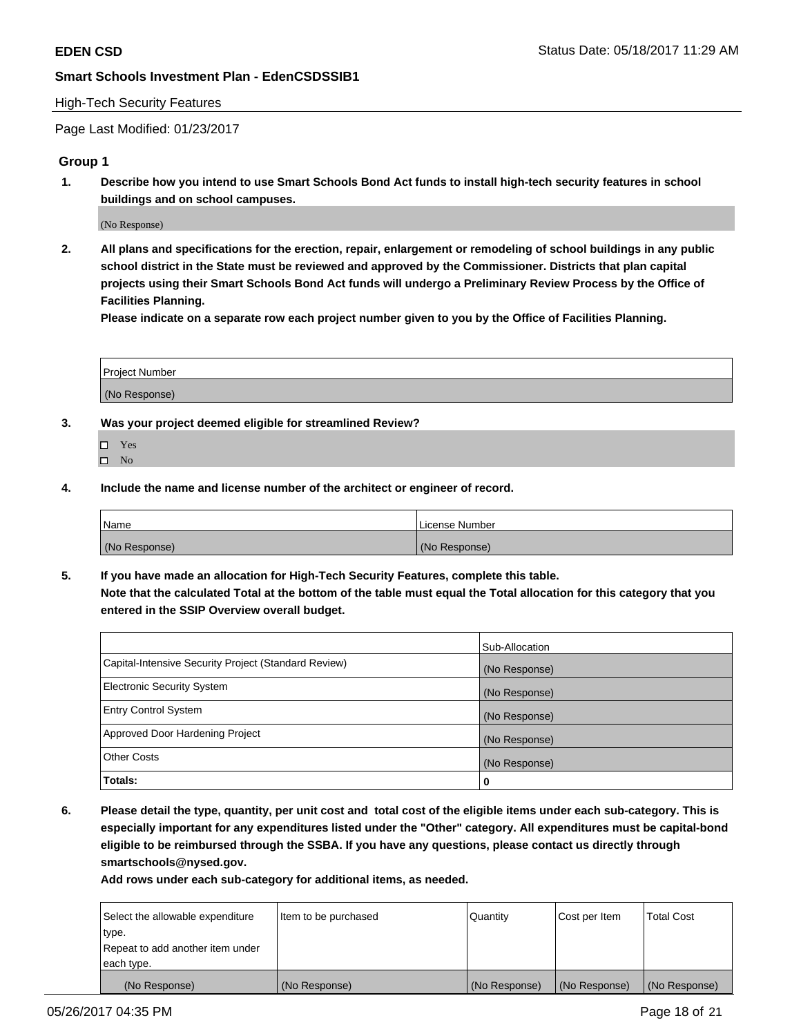**EDEN CSD** Status Date: 05/18/2017 11:29 AM

**Smart Schools Investment Plan - EdenCSDSSIB1**

High-Tech Security Features

Page Last Modified: 01/23/2017

## Group 1

**1. Describe how you intend to use Smart Schools Bond Act funds to install high-tech security features in school buildings and on school campuses.**

(No Response)

**2. All plans and specifications for the erection, repair, enlargement or remodeling of school buildings in any public school district in the State must be reviewed and approved by the Commissioner. Districts that plan capital projects using their Smart Schools Bond Act funds will undergo a Preliminary Review Process by the Office of Facilities Planning.**

**Please indicate on a separate row each project number given to you by the Office of Facilities Planning.**

| Project Number |
| --- |
| (No Response) |

**3. Was your project deemed eligible for streamlined Review?**

- ☐ Yes
- ☐ No

**4. Include the name and license number of the architect or engineer of record.**

| Name | License Number |
| --- | --- |
| (No Response) | (No Response) |

**5. If you have made an allocation for High-Tech Security Features, complete this table. Note that the calculated Total at the bottom of the table must equal the Total allocation for this category that you entered in the SSIP Overview overall budget.**

| | Sub-Allocation |
| --- | --- |
| Capital-Intensive Security Project (Standard Review) | (No Response) |
| Electronic Security System | (No Response) |
| Entry Control System | (No Response) |
| Approved Door Hardening Project | (No Response) |
| Other Costs | (No Response) |
| **Totals:** | **0** |

**6. Please detail the type, quantity, per unit cost and total cost of the eligible items under each sub-category. This is especially important for any expenditures listed under the "Other" category. All expenditures must be capital-bond eligible to be reimbursed through the SSBA. If you have any questions, please contact us directly through smartschools@nysed.gov.**

**Add rows under each sub-category for additional items, as needed.**

| Select the allowable expenditure type. Repeat to add another item under each type. | Item to be purchased | Quantity | Cost per Item | Total Cost |
| --- | --- | --- | --- | --- |
| (No Response) | (No Response) | (No Response) | (No Response) | (No Response) |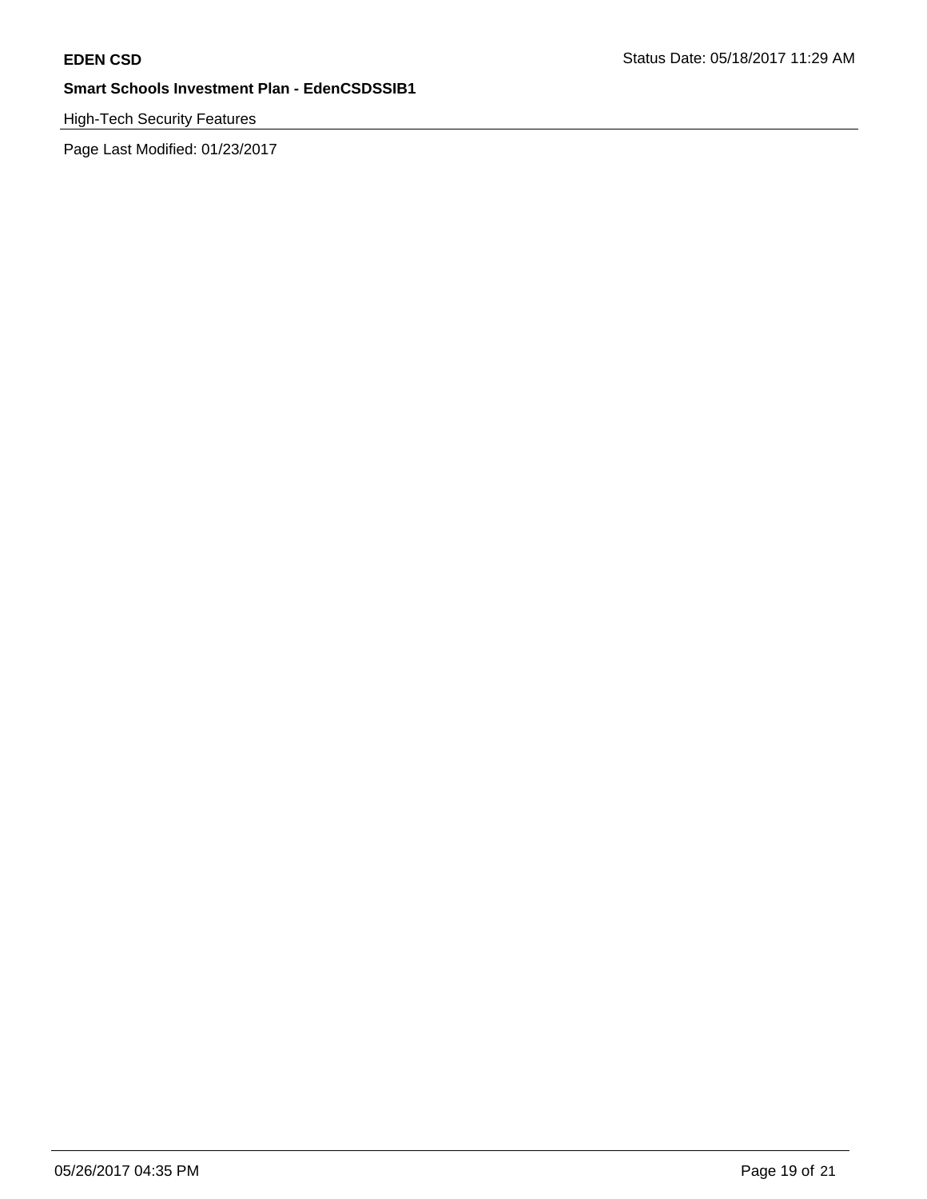High-Tech Security Features

Page Last Modified: 01/23/2017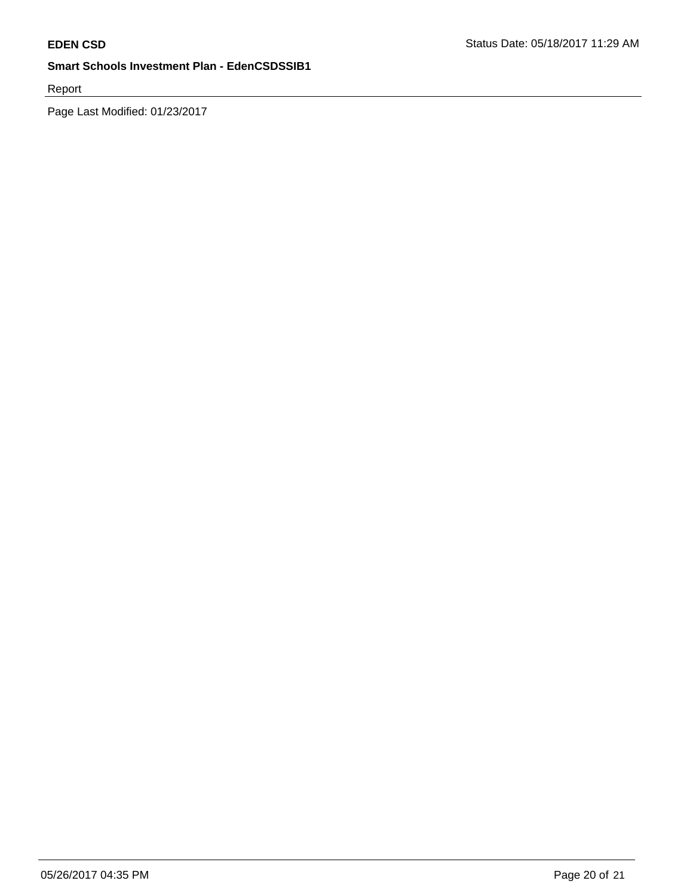Report

Page Last Modified: 01/23/2017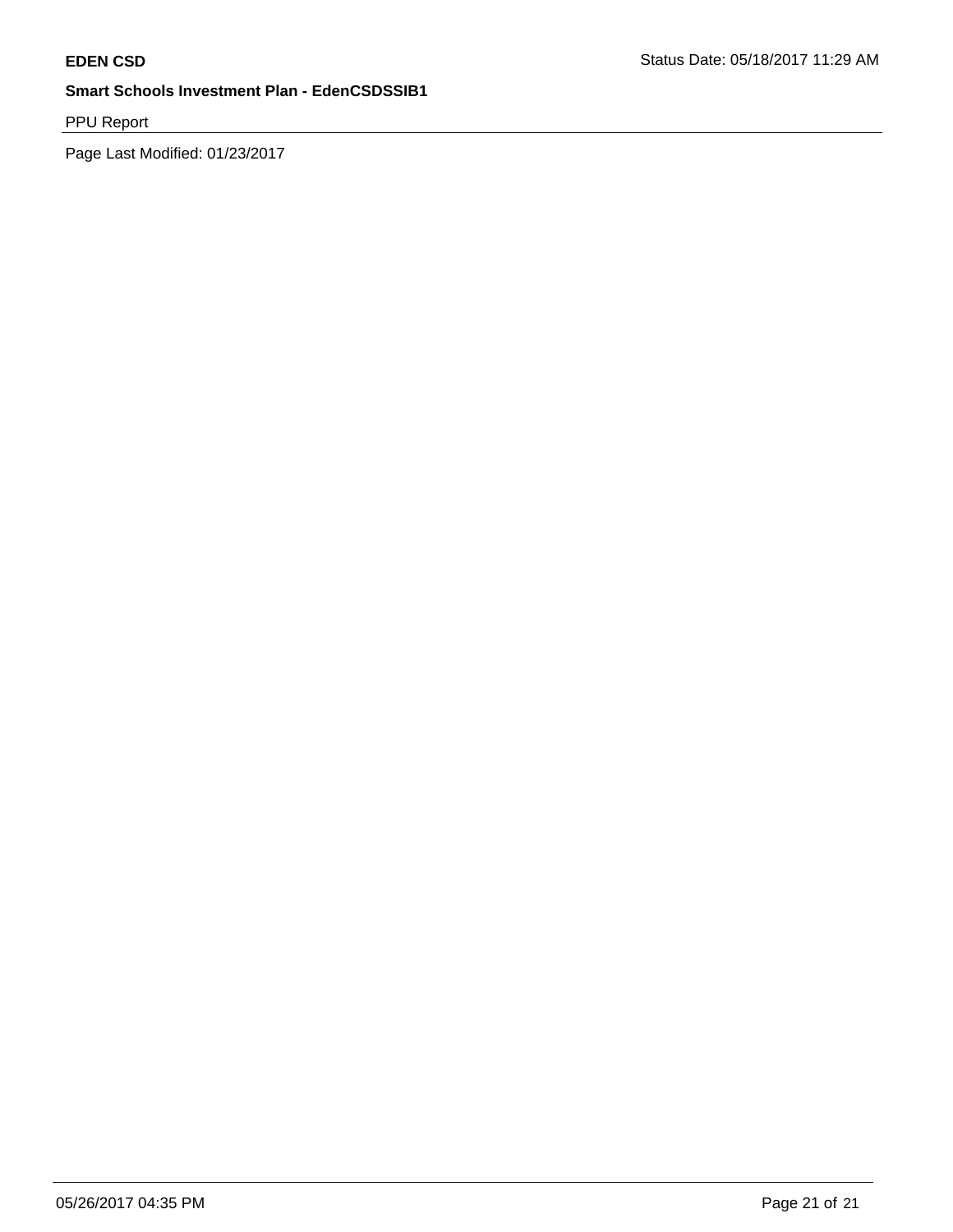PPU Report

Page Last Modified: 01/23/2017